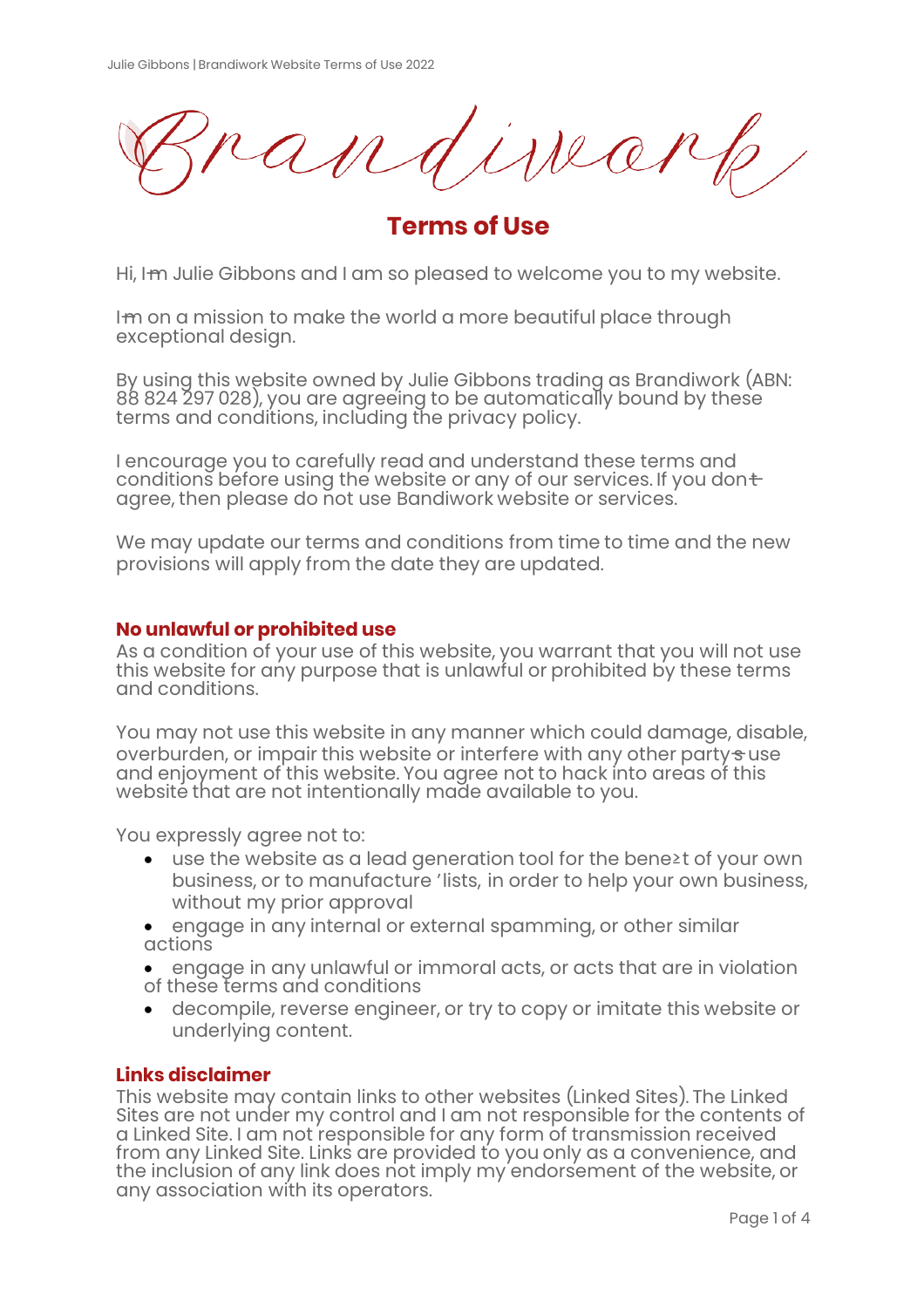Brandiwork

# Terms of Use

Hi, I'm Julie Gibbons and I am so pleased to welcome you to my website.

I'm on a mission to make the world a more beautiful place through exceptional design.

By using this website owned by Julie Gibbons trading as Brandiwork (ABN: 88 824 297 028), you are agreeing to be automatically bound by these terms and conditions, including the privacy policy.

I encourage you to carefully read and understand these terms and conditions before using the website or any of our services. If you don't agree, then please do not use Bandiwork website or services.

We may update our terms and conditions from time to time and the new provisions will apply from the date they are updated.

## No unlawful or prohibited use

As a condition of your use of this website, you warrant that you will not use this website for any purpose that is unlawful or prohibited by these terms and conditions.

You may not use this website in any manner which could damage, disable, overburden, or impair this website or interfere with any other party's use and enjoyment of this website. You agree not to hack into areas of this website that are not intentionally made available to you.

You expressly agree not to:

- use the website as a lead generation tool for the benefit of your own business, or to manufacture 'lists, in order to help your own business, without my prior approval
- engage in any internal or external spamming, or other similar actions
- engage in any unlawful or immoral acts, or acts that are in violation of these terms and conditions
- decompile, reverse engineer, or try to copy or imitate this website or underlying content.

## Links disclaimer

This website may contain links to other websites (Linked Sites). The Linked Sites are not under my control and I am not responsible for the contents of a Linked Site. I am not responsible for any form of transmission received from any Linked Site. Links are provided to you only as a convenience, and the inclusion of any link does not imply my endorsement of the website, or any association with its operators.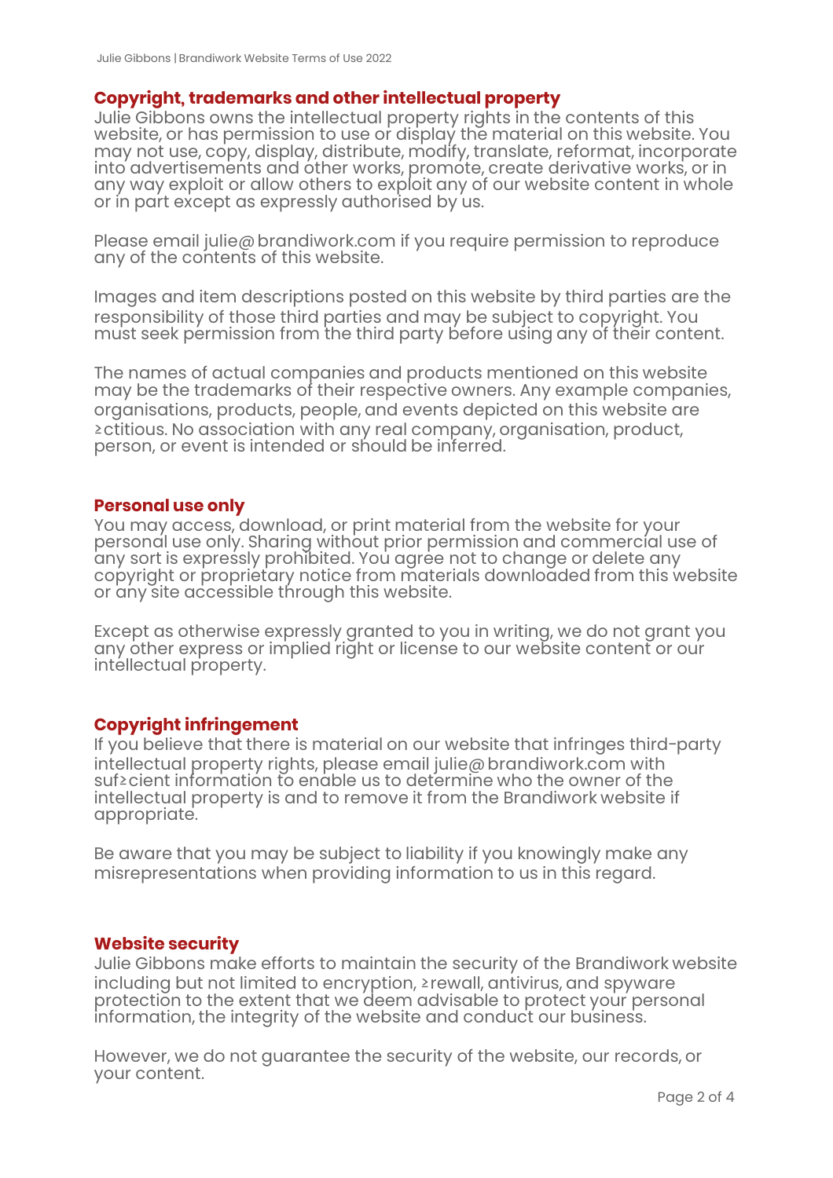## Copyright, trademarks and other intellectual property

Julie Gibbons owns the intellectual property rights in the contents of this website, or has permission to use or display the material on this website. You may not use, copy, display, distribute, modify, translate, reformat, incorporate into advertisements and other works, promote, create derivative works, or in any way exploit or allow others to exploit any of our website content in whole or in part except as expressly authorised by us.

Please email julie@ brandiwork.com if you require permission to reproduce any of the contents of this website.

Images and item descriptions posted on this website by third parties are the responsibility of those third parties and may be subject to copyright. You must seek permission from the third party before using any of their content.

The names of actual companies and products mentioned on this website may be the trademarks of their respective owners. Any example companies, organisations, products, people, and events depicted on this website are ≥ctitious. No association with any real company, organisation, product, person, or event is intended or should be inferred.

## Personal use only

You may access, download, or print material from the website for your personal use only. Sharing without prior permission and commercial use of any sort is expressly prohibited. You agree not to change or delete any copyright or proprietary notice from materials downloaded from this website or any site accessible through this website.

Except as otherwise expressly granted to you in writing, we do not grant you any other express or implied right or license to our website content or our intellectual property.

## Copyright infringement

If you believe that there is material on our website that infringes third-party intellectual property rights, please email julie@ brandiwork.com with suf≥cient information to enable us to determine who the owner of the intellectual property is and to remove it from the Brandiwork website if appropriate.

Be aware that you may be subject to liability if you knowingly make any misrepresentations when providing information to us in this regard.

## Website security

Julie Gibbons make efforts to maintain the security of the Brandiwork website including but not limited to encryption, ≥rewall, antivirus, and spyware protection to the extent that we deem advisable to protect your personal information, the integrity of the website and conduct our business.

However, we do not guarantee the security of the website, our records, or your content.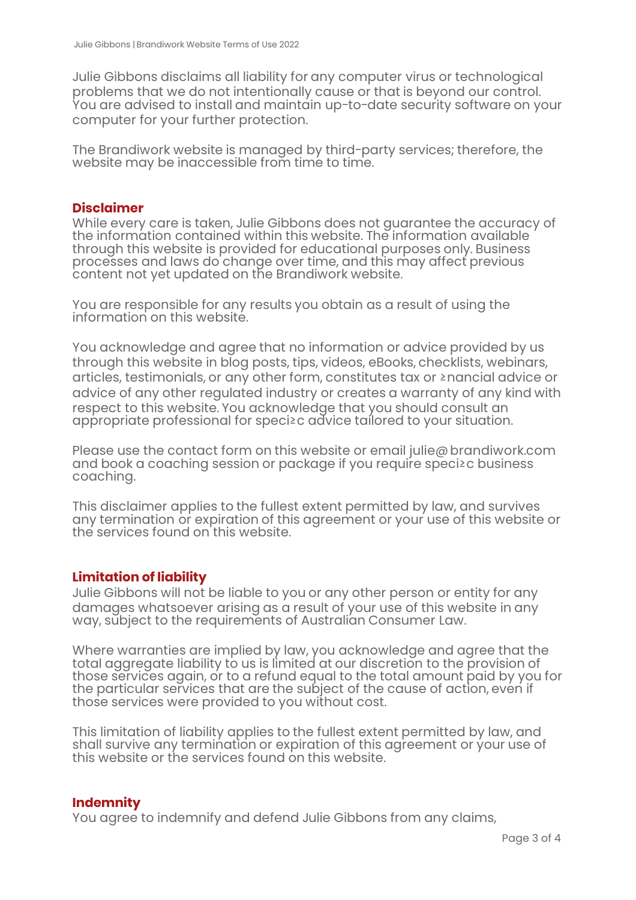Julie Gibbons disclaims all liability for any computer virus or technological problems that we do not intentionally cause or that is beyond our control. You are advised to install and maintain up-to-date security software on your computer for your further protection.

The Brandiwork website is managed by third-party services; therefore, the website may be inaccessible from time to time.

## Disclaimer

While every care is taken, Julie Gibbons does not guarantee the accuracy of the information contained within this website. The information available through this website is provided for educational purposes only. Business processes and laws do change over time, and this may affect previous content not yet updated on the Brandiwork website.

You are responsible for any results you obtain as a result of using the information on this website.

You acknowledge and agree that no information or advice provided by us through this website in blog posts, tips, videos, eBooks, checklists, webinars, articles, testimonials, or any other form, constitutes tax or financial advice or advice of any other regulated industry or creates a warranty of any kind with respect to this website. You acknowledge that you should consult an appropriate professional for specific advice tailored to your situation.

Please use the contact form on this website or email julie@brandiwork.com and book a coaching session or package if you require specific business coaching.

This disclaimer applies to the fullest extent permitted by law, and survives any termination or expiration of this agreement or your use of this website or the services found on this website.

## Limitation of liability

Julie Gibbons will not be liable to you or any other person or entity for any damages whatsoever arising as a result of your use of this website in any way, subject to the requirements of Australian Consumer Law.

Where warranties are implied by law, you acknowledge and agree that the total aggregate liability to us is limited at our discretion to the provision of those services again, or to a refund equal to the total amount paid by you for the particular services that are the subject of the cause of action, even if those services were provided to you without cost.

This limitation of liability applies to the fullest extent permitted by law, and shall survive any termination or expiration of this agreement or your use of this website or the services found on this website.

## Indemnity

You agree to indemnify and defend Julie Gibbons from any claims,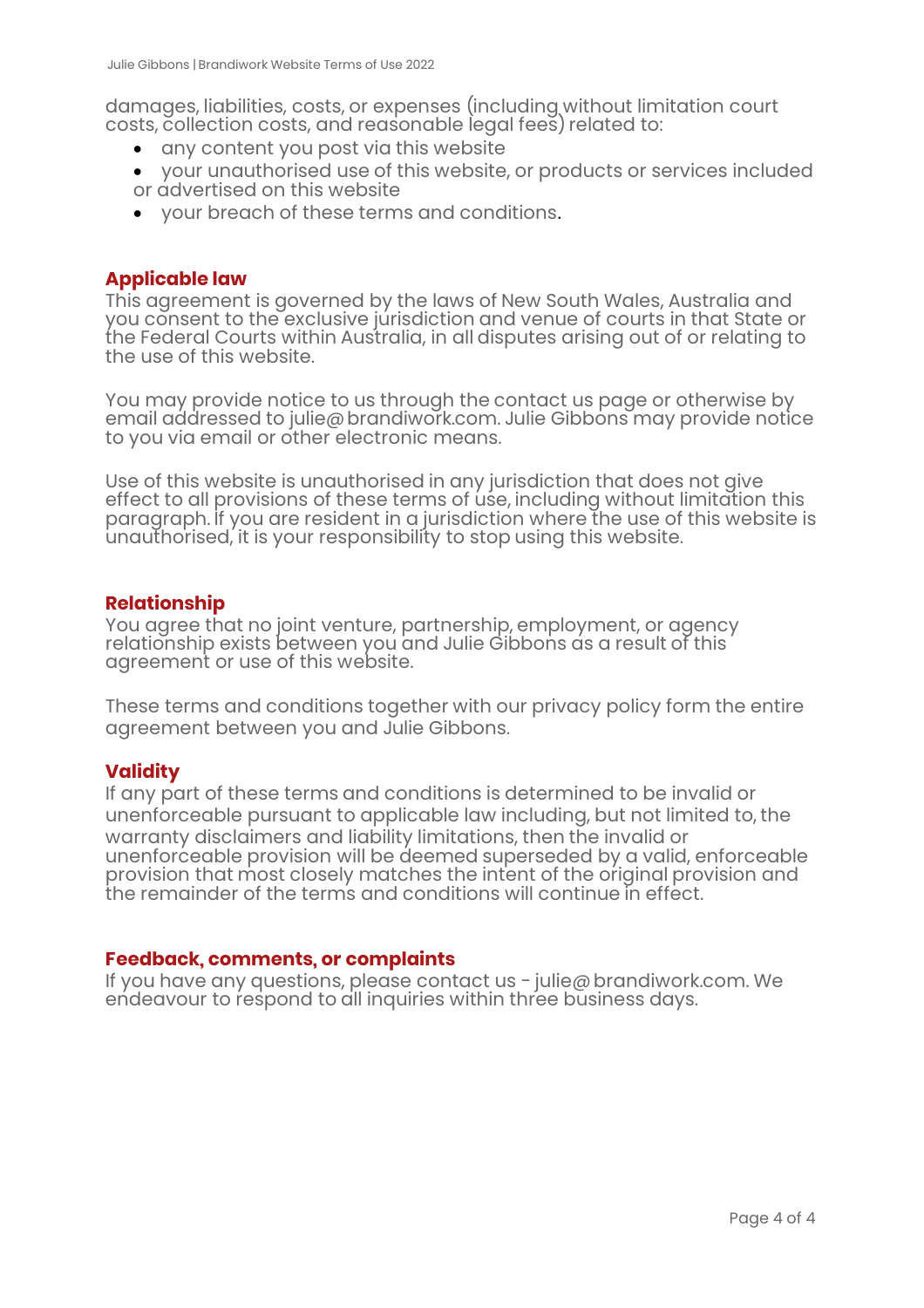damages, liabilities, costs, or expenses (including without limitation court costs, collection costs, and reasonable legal fees) related to:

- any content you post via this website
- your unauthorised use of this website, or products or services included or advertised on this website
- your breach of these terms and conditions.

## Applicable law

This agreement is governed by the laws of New South Wales, Australia and you consent to the exclusive jurisdiction and venue of courts in that State or the Federal Courts within Australia, in all disputes arising out of or relating to the use of this website.

You may provide notice to us through the contact us page or otherwise by email addressed to julie@ brandiwork.com. Julie Gibbons may provide notice to you via email or other electronic means.

Use of this website is unauthorised in any jurisdiction that does not give effect to all provisions of these terms of use, including without limitation this paragraph. If you are resident in a jurisdiction where the use of this website is unauthorised, it is your responsibility to stop using this website.

## Relationship

You agree that no joint venture, partnership, employment, or agency relationship exists between you and Julie Gibbons as a result of this agreement or use of this website.

These terms and conditions together with our privacy policy form the entire agreement between you and Julie Gibbons.

## Validity

If any part of these terms and conditions is determined to be invalid or unenforceable pursuant to applicable law including, but not limited to, the warranty disclaimers and liability limitations, then the invalid or unenforceable provision will be deemed superseded by a valid, enforceable provision that most closely matches the intent of the original provision and the remainder of the terms and conditions will continue in effect.

## Feedback, comments, or complaints

If you have any questions, please contact us - julie@ brandiwork.com. We endeavour to respond to all inquiries within three business days.